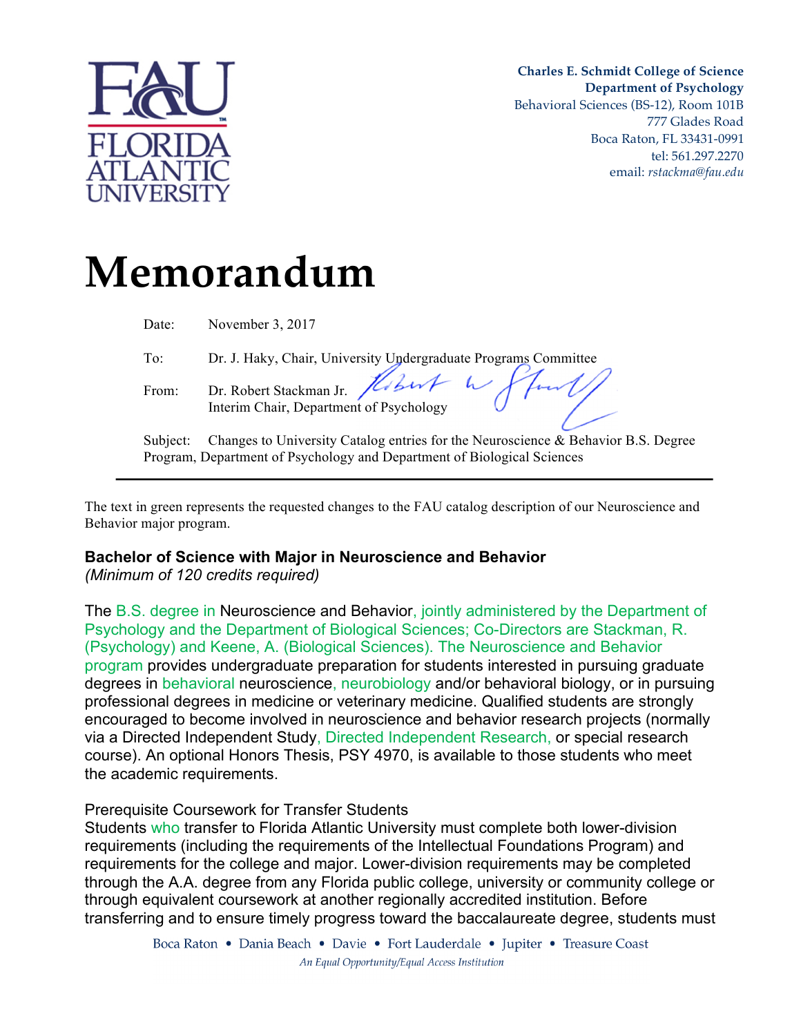Charles E. Schmidt College of Science
Department of Psychology
Behavioral Sciences (BS-12), Room 101B
777 Glades Road
Boca Raton, FL 33431-0991
tel: 561.297.2270
email: *rstackma@fau.edu*

# Memorandum

Date: November 3, 2017

To: Dr. J. Haky, Chair, University Undergraduate Programs Committee

From: Dr. Robert Stackman Jr.
Interim Chair, Department of Psychology

Subject: Changes to University Catalog entries for the Neuroscience & Behavior B.S. Degree Program, Department of Psychology and Department of Biological Sciences

---

The text in green represents the requested changes to the FAU catalog description of our Neuroscience and Behavior major program.

**Bachelor of Science with Major in Neuroscience and Behavior**
*(Minimum of 120 credits required)*

The B.S. degree in Neuroscience and Behavior, jointly administered by the Department of Psychology and the Department of Biological Sciences; Co-Directors are Stackman, R. (Psychology) and Keene, A. (Biological Sciences). The Neuroscience and Behavior program provides undergraduate preparation for students interested in pursuing graduate degrees in behavioral neuroscience, neurobiology and/or behavioral biology, or in pursuing professional degrees in medicine or veterinary medicine. Qualified students are strongly encouraged to become involved in neuroscience and behavior research projects (normally via a Directed Independent Study, Directed Independent Research, or special research course). An optional Honors Thesis, PSY 4970, is available to those students who meet the academic requirements.

Prerequisite Coursework for Transfer Students
Students who transfer to Florida Atlantic University must complete both lower-division requirements (including the requirements of the Intellectual Foundations Program) and requirements for the college and major. Lower-division requirements may be completed through the A.A. degree from any Florida public college, university or community college or through equivalent coursework at another regionally accredited institution. Before transferring and to ensure timely progress toward the baccalaureate degree, students must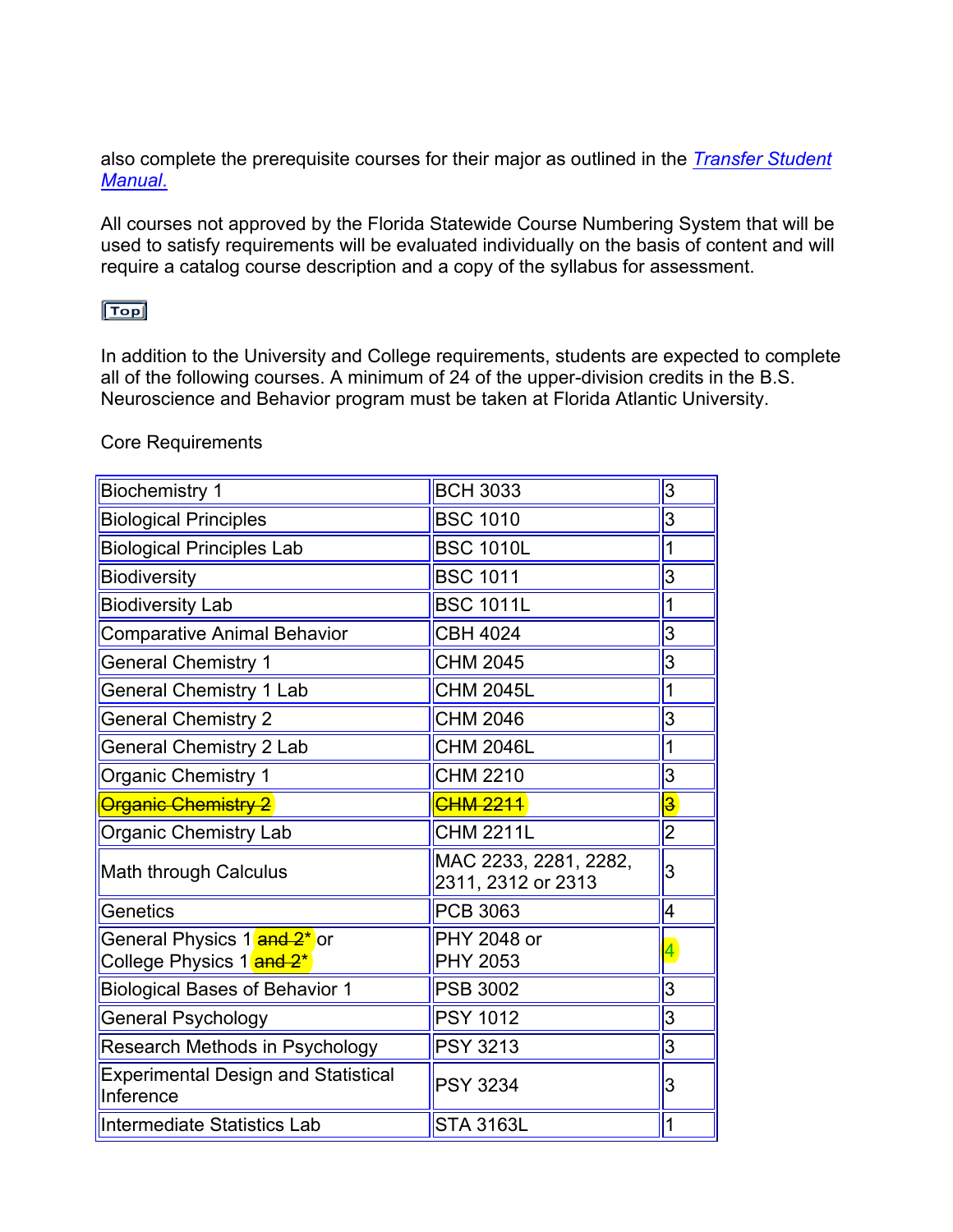also complete the prerequisite courses for their major as outlined in the *[Transfer Student Manual.](#)*

All courses not approved by the Florida Statewide Course Numbering System that will be used to satisfy requirements will be evaluated individually on the basis of content and will require a catalog course description and a copy of the syllabus for assessment.

Top

In addition to the University and College requirements, students are expected to complete all of the following courses. A minimum of 24 of the upper-division credits in the B.S. Neuroscience and Behavior program must be taken at Florida Atlantic University.

Core Requirements

| Course | Number | Credits |
|---|---|---|
| Biochemistry 1 | BCH 3033 | 3 |
| Biological Principles | BSC 1010 | 3 |
| Biological Principles Lab | BSC 1010L | 1 |
| Biodiversity | BSC 1011 | 3 |
| Biodiversity Lab | BSC 1011L | 1 |
| Comparative Animal Behavior | CBH 4024 | 3 |
| General Chemistry 1 | CHM 2045 | 3 |
| General Chemistry 1 Lab | CHM 2045L | 1 |
| General Chemistry 2 | CHM 2046 | 3 |
| General Chemistry 2 Lab | CHM 2046L | 1 |
| Organic Chemistry 1 | CHM 2210 | 3 |
| ~~Organic Chemistry 2~~ | ~~CHM 2211~~ | ~~3~~ |
| Organic Chemistry Lab | CHM 2211L | 2 |
| Math through Calculus | MAC 2233, 2281, 2282, 2311, 2312 or 2313 | 3 |
| Genetics | PCB 3063 | 4 |
| General Physics 1 ~~and 2*~~ or College Physics 1 ~~and 2*~~ | PHY 2048 or PHY 2053 | 4 |
| Biological Bases of Behavior 1 | PSB 3002 | 3 |
| General Psychology | PSY 1012 | 3 |
| Research Methods in Psychology | PSY 3213 | 3 |
| Experimental Design and Statistical Inference | PSY 3234 | 3 |
| Intermediate Statistics Lab | STA 3163L | 1 |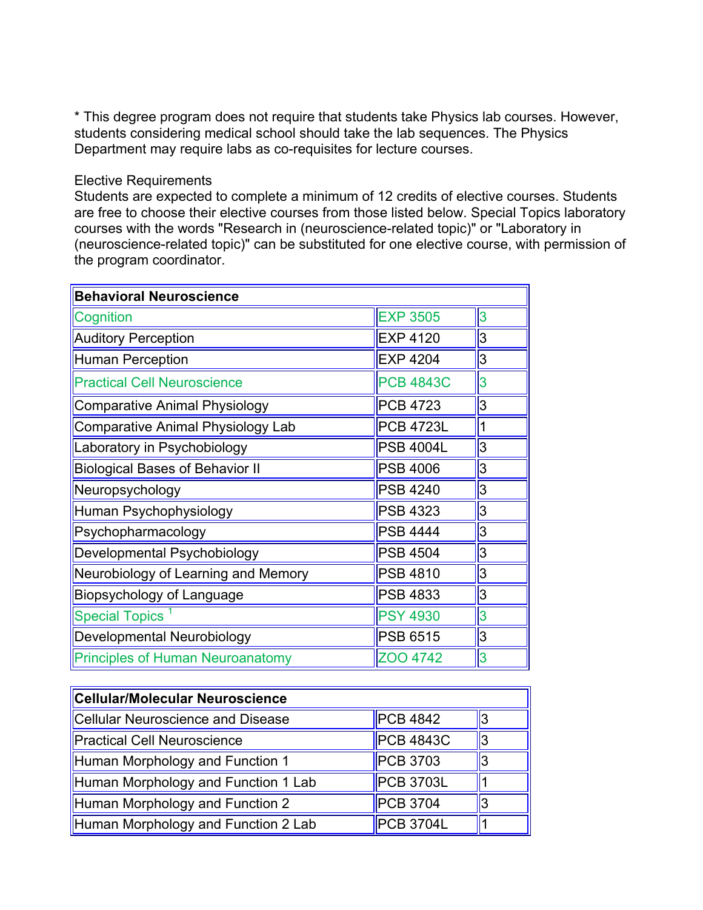* This degree program does not require that students take Physics lab courses. However, students considering medical school should take the lab sequences. The Physics Department may require labs as co-requisites for lecture courses.

Elective Requirements

Students are expected to complete a minimum of 12 credits of elective courses. Students are free to choose their elective courses from those listed below. Special Topics laboratory courses with the words "Research in (neuroscience-related topic)" or "Laboratory in (neuroscience-related topic)" can be substituted for one elective course, with permission of the program coordinator.

| **Behavioral Neuroscience** | | |
|---|---|---|
| Cognition | EXP 3505 | 3 |
| Auditory Perception | EXP 4120 | 3 |
| Human Perception | EXP 4204 | 3 |
| Practical Cell Neuroscience | PCB 4843C | 3 |
| Comparative Animal Physiology | PCB 4723 | 3 |
| Comparative Animal Physiology Lab | PCB 4723L | 1 |
| Laboratory in Psychobiology | PSB 4004L | 3 |
| Biological Bases of Behavior II | PSB 4006 | 3 |
| Neuropsychology | PSB 4240 | 3 |
| Human Psychophysiology | PSB 4323 | 3 |
| Psychopharmacology | PSB 4444 | 3 |
| Developmental Psychobiology | PSB 4504 | 3 |
| Neurobiology of Learning and Memory | PSB 4810 | 3 |
| Biopsychology of Language | PSB 4833 | 3 |
| Special Topics [1] | PSY 4930 | 3 |
| Developmental Neurobiology | PSB 6515 | 3 |
| Principles of Human Neuroanatomy | ZOO 4742 | 3 |

| **Cellular/Molecular Neuroscience** | | |
|---|---|---|
| Cellular Neuroscience and Disease | PCB 4842 | 3 |
| Practical Cell Neuroscience | PCB 4843C | 3 |
| Human Morphology and Function 1 | PCB 3703 | 3 |
| Human Morphology and Function 1 Lab | PCB 3703L | 1 |
| Human Morphology and Function 2 | PCB 3704 | 3 |
| Human Morphology and Function 2 Lab | PCB 3704L | 1 |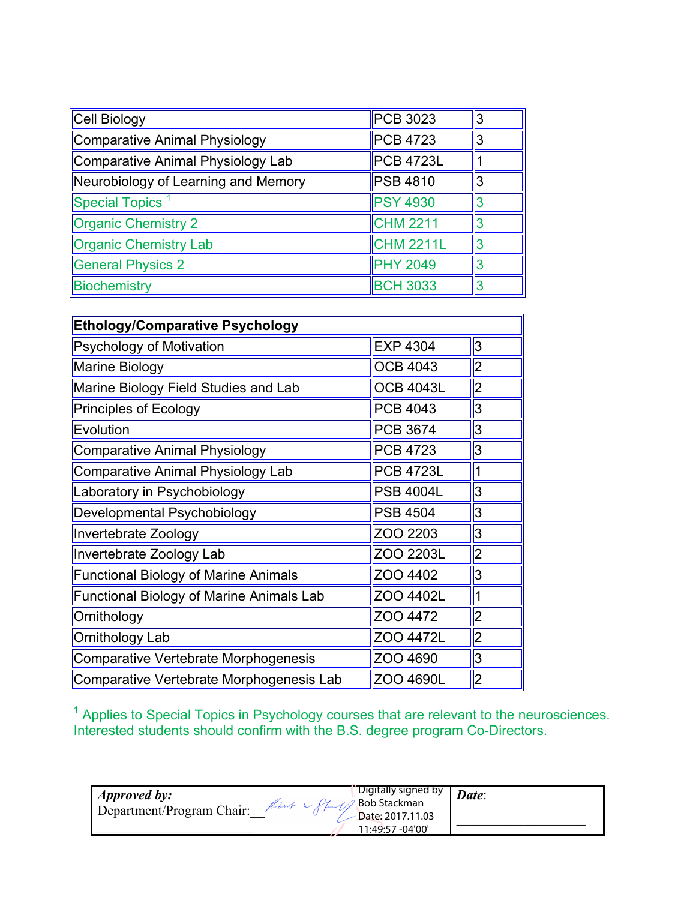| Cell Biology | PCB 3023 | 3 |
|---|---|---|
| Comparative Animal Physiology | PCB 4723 | 3 |
| Comparative Animal Physiology Lab | PCB 4723L | 1 |
| Neurobiology of Learning and Memory | PSB 4810 | 3 |
| Special Topics [1] | PSY 4930 | 3 |
| Organic Chemistry 2 | CHM 2211 | 3 |
| Organic Chemistry Lab | CHM 2211L | 3 |
| General Physics 2 | PHY 2049 | 3 |
| Biochemistry | BCH 3033 | 3 |

| **Ethology/Comparative Psychology** | | |
|---|---|---|
| Psychology of Motivation | EXP 4304 | 3 |
| Marine Biology | OCB 4043 | 2 |
| Marine Biology Field Studies and Lab | OCB 4043L | 2 |
| Principles of Ecology | PCB 4043 | 3 |
| Evolution | PCB 3674 | 3 |
| Comparative Animal Physiology | PCB 4723 | 3 |
| Comparative Animal Physiology Lab | PCB 4723L | 1 |
| Laboratory in Psychobiology | PSB 4004L | 3 |
| Developmental Psychobiology | PSB 4504 | 3 |
| Invertebrate Zoology | ZOO 2203 | 3 |
| Invertebrate Zoology Lab | ZOO 2203L | 2 |
| Functional Biology of Marine Animals | ZOO 4402 | 3 |
| Functional Biology of Marine Animals Lab | ZOO 4402L | 1 |
| Ornithology | ZOO 4472 | 2 |
| Ornithology Lab | ZOO 4472L | 2 |
| Comparative Vertebrate Morphogenesis | ZOO 4690 | 3 |
| Comparative Vertebrate Morphogenesis Lab | ZOO 4690L | 2 |

[1] Applies to Special Topics in Psychology courses that are relevant to the neurosciences. Interested students should confirm with the B.S. degree program Co-Directors.

| ***Approved by:*** Department/Program Chair: Digitally signed by Bob Stackman Date: 2017.11.03 11:49:57 -04'00' | ***Date***: |
|---|---|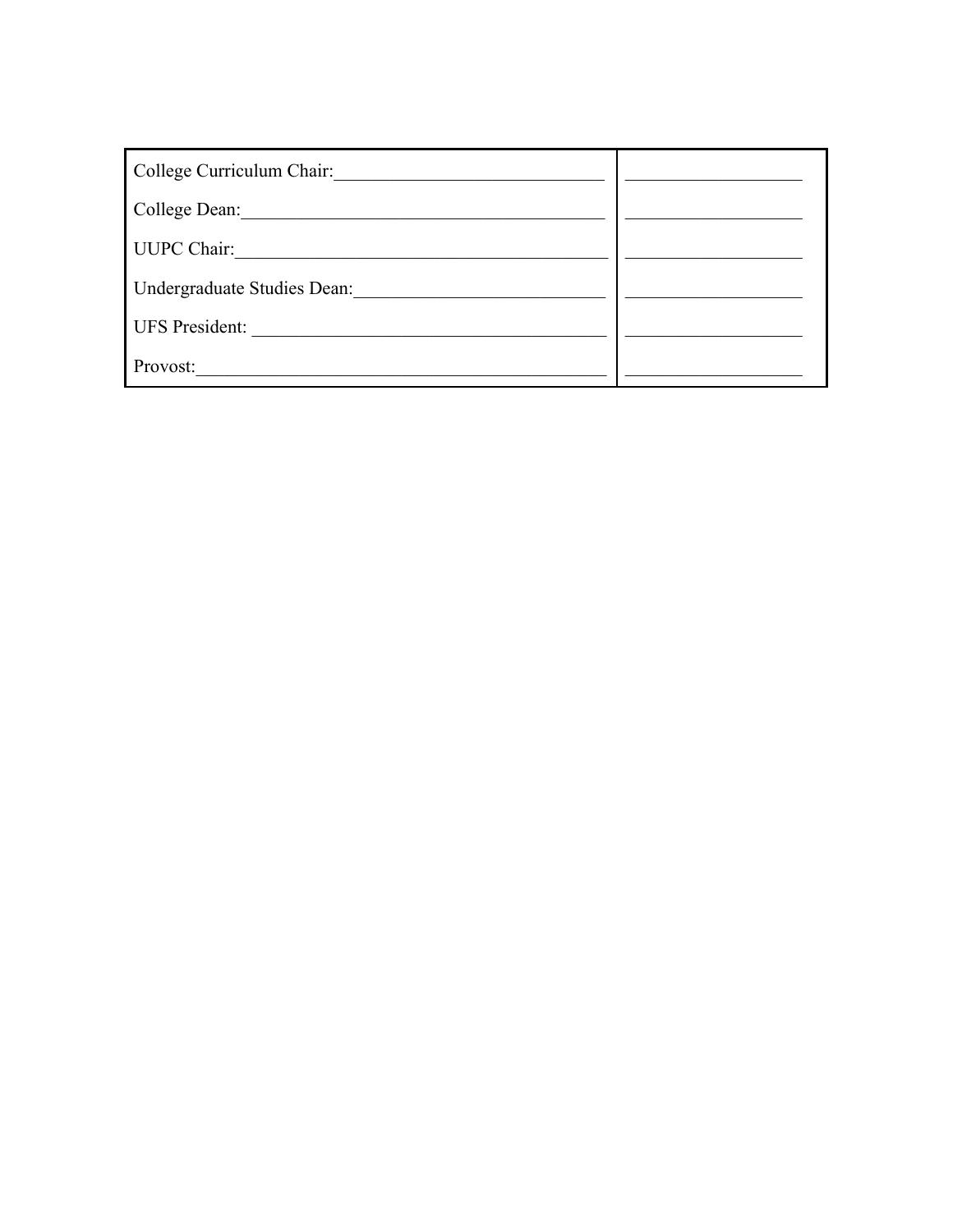| | |
|---|---|
| College Curriculum Chair:______________________________ | ___________________ |
| College Dean:_________________________________________ | ___________________ |
| UUPC Chair:__________________________________________ | ___________________ |
| Undergraduate Studies Dean:___________________________ | ___________________ |
| UFS President: _______________________________________ | ___________________ |
| Provost:_____________________________________________ | ___________________ |